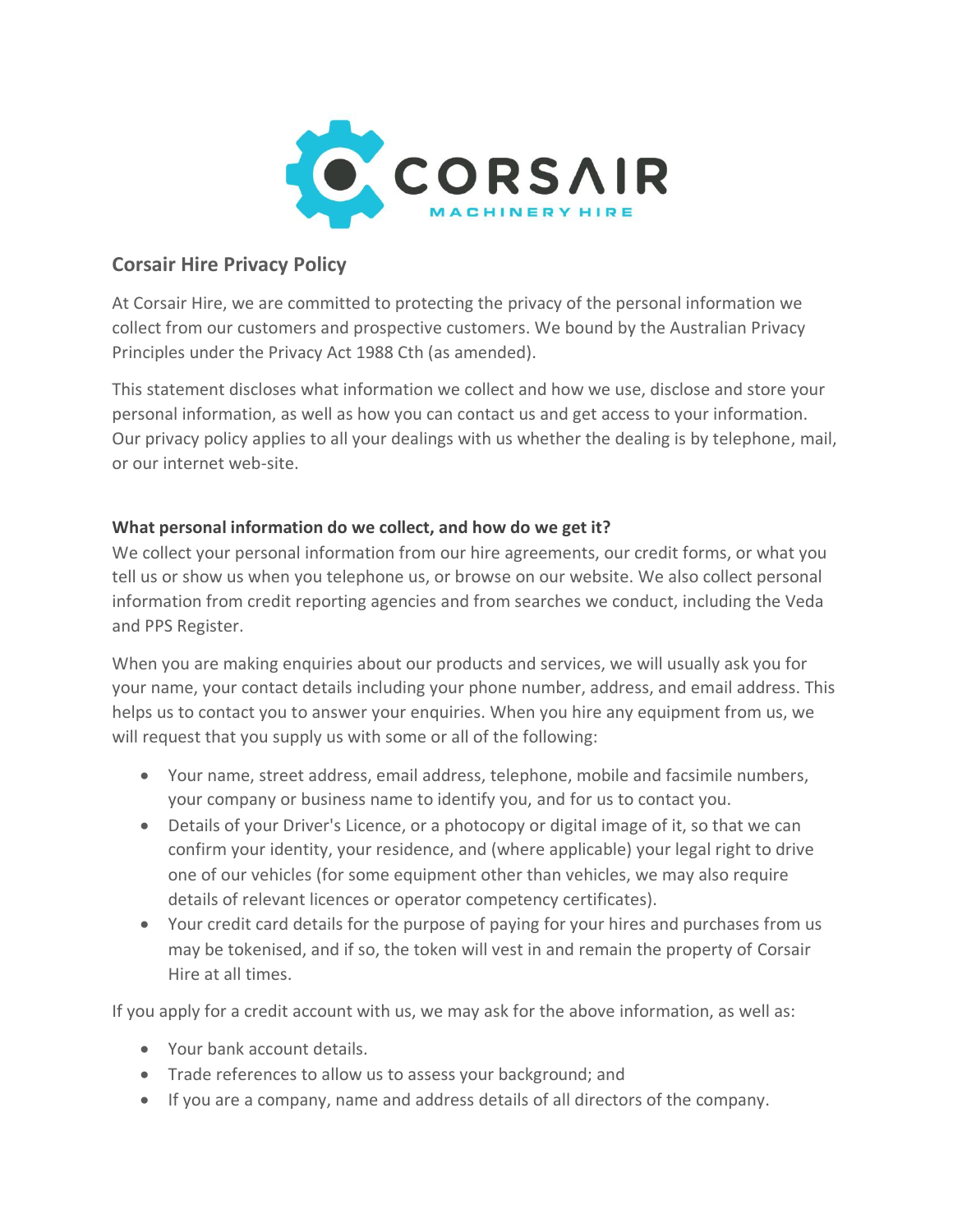## Corsair Hire Privacy Policy

At Corsair Hire, we are committed to protecting the privacy of the personal information we collect from our customers and prospective customers. We bound by the Australian Privacy Principles under the Privacy Act 1988 Cth (as amended).

This statement discloses what information we collect and how we use, disclose and store your personal information, as well as how you can contact us and get access to your information. Our privacy policy applies to all your dealings with us whether the dealing is by telephone, mail, or our internet web-site.

**What personal information do we collect, and how do we get it?**

We collect your personal information from our hire agreements, our credit forms, or what you tell us or show us when you telephone us, or browse on our website. We also collect personal information from credit reporting agencies and from searches we conduct, including the Veda and PPS Register.

When you are making enquiries about our products and services, we will usually ask you for your name, your contact details including your phone number, address, and email address. This helps us to contact you to answer your enquiries. When you hire any equipment from us, we will request that you supply us with some or all of the following:

- Your name, street address, email address, telephone, mobile and facsimile numbers, your company or business name to identify you, and for us to contact you.
- Details of your Driver's Licence, or a photocopy or digital image of it, so that we can confirm your identity, your residence, and (where applicable) your legal right to drive one of our vehicles (for some equipment other than vehicles, we may also require details of relevant licences or operator competency certificates).
- Your credit card details for the purpose of paying for your hires and purchases from us may be tokenised, and if so, the token will vest in and remain the property of Corsair Hire at all times.

If you apply for a credit account with us, we may ask for the above information, as well as:

- Your bank account details.
- Trade references to allow us to assess your background; and
- If you are a company, name and address details of all directors of the company.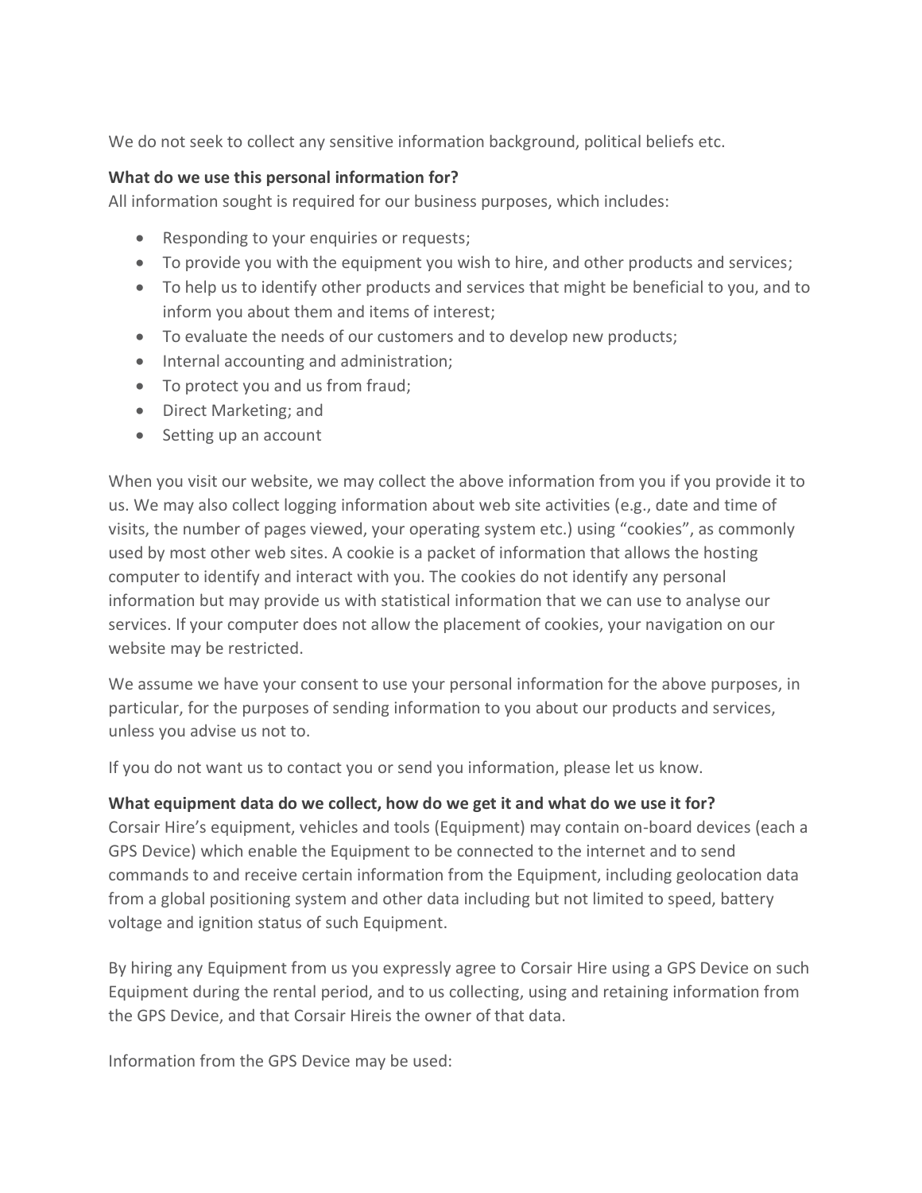We do not seek to collect any sensitive information background, political beliefs etc.

**What do we use this personal information for?**
All information sought is required for our business purposes, which includes:

- Responding to your enquiries or requests;
- To provide you with the equipment you wish to hire, and other products and services;
- To help us to identify other products and services that might be beneficial to you, and to inform you about them and items of interest;
- To evaluate the needs of our customers and to develop new products;
- Internal accounting and administration;
- To protect you and us from fraud;
- Direct Marketing; and
- Setting up an account

When you visit our website, we may collect the above information from you if you provide it to us. We may also collect logging information about web site activities (e.g., date and time of visits, the number of pages viewed, your operating system etc.) using "cookies", as commonly used by most other web sites. A cookie is a packet of information that allows the hosting computer to identify and interact with you. The cookies do not identify any personal information but may provide us with statistical information that we can use to analyse our services. If your computer does not allow the placement of cookies, your navigation on our website may be restricted.

We assume we have your consent to use your personal information for the above purposes, in particular, for the purposes of sending information to you about our products and services, unless you advise us not to.

If you do not want us to contact you or send you information, please let us know.

**What equipment data do we collect, how do we get it and what do we use it for?**
Corsair Hire's equipment, vehicles and tools (Equipment) may contain on-board devices (each a GPS Device) which enable the Equipment to be connected to the internet and to send commands to and receive certain information from the Equipment, including geolocation data from a global positioning system and other data including but not limited to speed, battery voltage and ignition status of such Equipment.

By hiring any Equipment from us you expressly agree to Corsair Hire using a GPS Device on such Equipment during the rental period, and to us collecting, using and retaining information from the GPS Device, and that Corsair Hireis the owner of that data.

Information from the GPS Device may be used: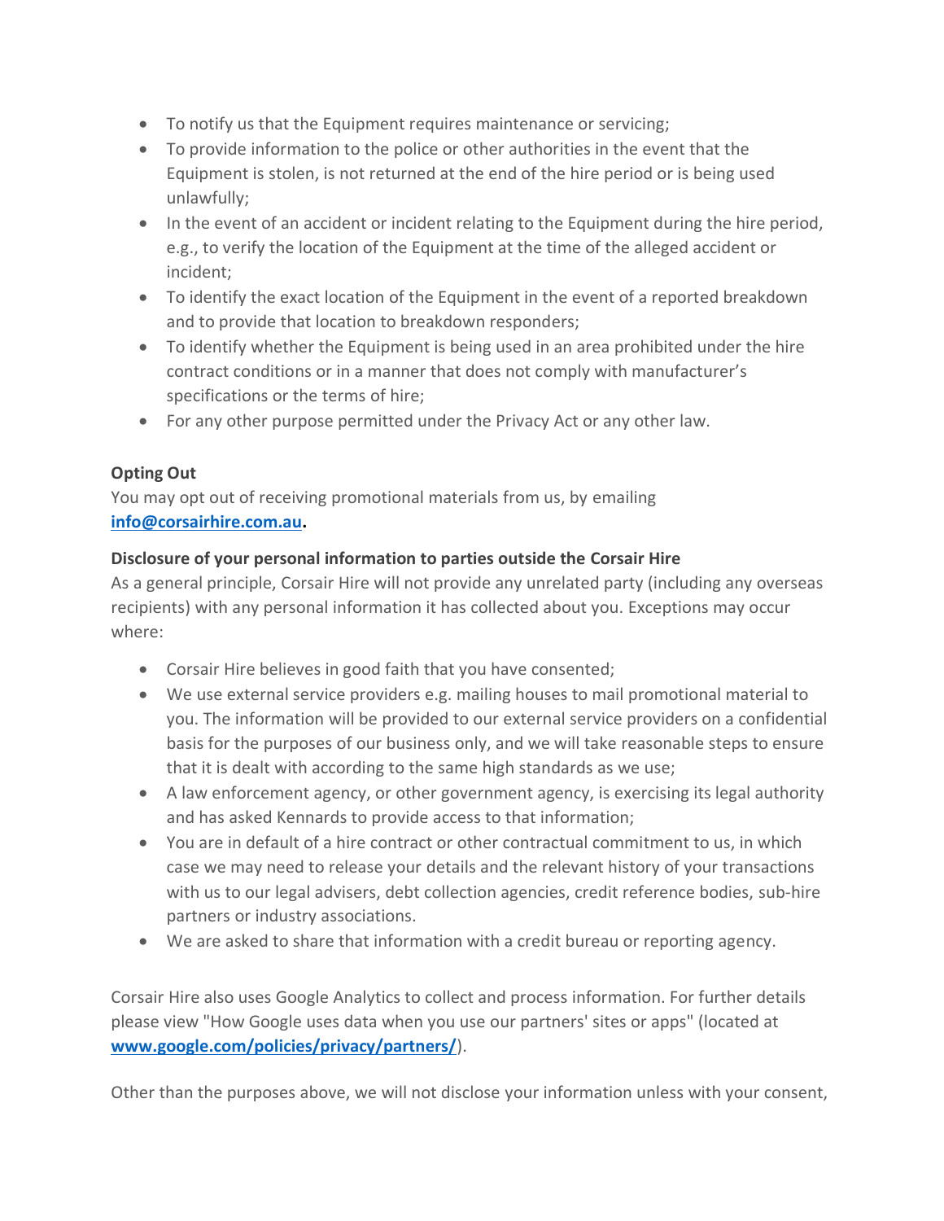- To notify us that the Equipment requires maintenance or servicing;
- To provide information to the police or other authorities in the event that the Equipment is stolen, is not returned at the end of the hire period or is being used unlawfully;
- In the event of an accident or incident relating to the Equipment during the hire period, e.g., to verify the location of the Equipment at the time of the alleged accident or incident;
- To identify the exact location of the Equipment in the event of a reported breakdown and to provide that location to breakdown responders;
- To identify whether the Equipment is being used in an area prohibited under the hire contract conditions or in a manner that does not comply with manufacturer's specifications or the terms of hire;
- For any other purpose permitted under the Privacy Act or any other law.

**Opting Out**

You may opt out of receiving promotional materials from us, by emailing **info@corsairhire.com.au.**

**Disclosure of your personal information to parties outside the Corsair Hire**

As a general principle, Corsair Hire will not provide any unrelated party (including any overseas recipients) with any personal information it has collected about you. Exceptions may occur where:

- Corsair Hire believes in good faith that you have consented;
- We use external service providers e.g. mailing houses to mail promotional material to you. The information will be provided to our external service providers on a confidential basis for the purposes of our business only, and we will take reasonable steps to ensure that it is dealt with according to the same high standards as we use;
- A law enforcement agency, or other government agency, is exercising its legal authority and has asked Kennards to provide access to that information;
- You are in default of a hire contract or other contractual commitment to us, in which case we may need to release your details and the relevant history of your transactions with us to our legal advisers, debt collection agencies, credit reference bodies, sub-hire partners or industry associations.
- We are asked to share that information with a credit bureau or reporting agency.

Corsair Hire also uses Google Analytics to collect and process information. For further details please view "How Google uses data when you use our partners' sites or apps" (located at **www.google.com/policies/privacy/partners/**).

Other than the purposes above, we will not disclose your information unless with your consent,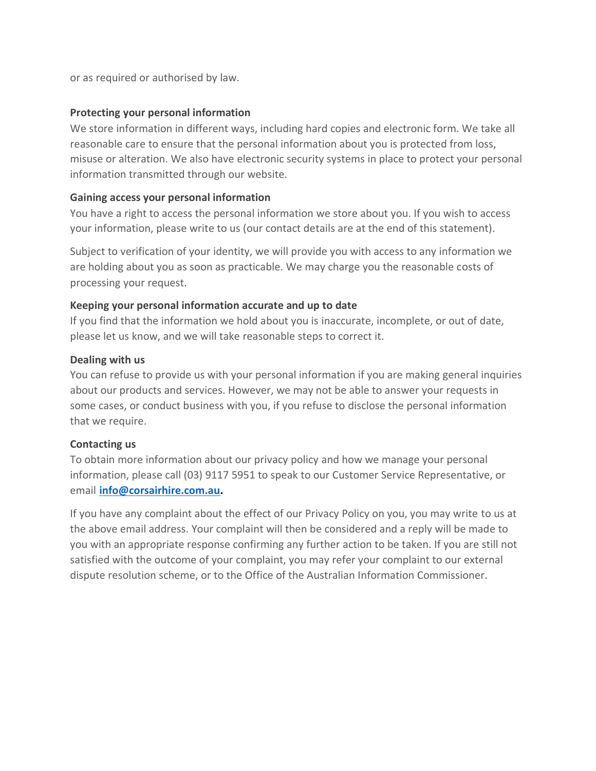or as required or authorised by law.

**Protecting your personal information**

We store information in different ways, including hard copies and electronic form. We take all reasonable care to ensure that the personal information about you is protected from loss, misuse or alteration. We also have electronic security systems in place to protect your personal information transmitted through our website.

**Gaining access your personal information**

You have a right to access the personal information we store about you. If you wish to access your information, please write to us (our contact details are at the end of this statement).

Subject to verification of your identity, we will provide you with access to any information we are holding about you as soon as practicable. We may charge you the reasonable costs of processing your request.

**Keeping your personal information accurate and up to date**

If you find that the information we hold about you is inaccurate, incomplete, or out of date, please let us know, and we will take reasonable steps to correct it.

**Dealing with us**

You can refuse to provide us with your personal information if you are making general inquiries about our products and services. However, we may not be able to answer your requests in some cases, or conduct business with you, if you refuse to disclose the personal information that we require.

**Contacting us**

To obtain more information about our privacy policy and how we manage your personal information, please call (03) 9117 5951 to speak to our Customer Service Representative, or email **info@corsairhire.com.au.**

If you have any complaint about the effect of our Privacy Policy on you, you may write to us at the above email address. Your complaint will then be considered and a reply will be made to you with an appropriate response confirming any further action to be taken. If you are still not satisfied with the outcome of your complaint, you may refer your complaint to our external dispute resolution scheme, or to the Office of the Australian Information Commissioner.